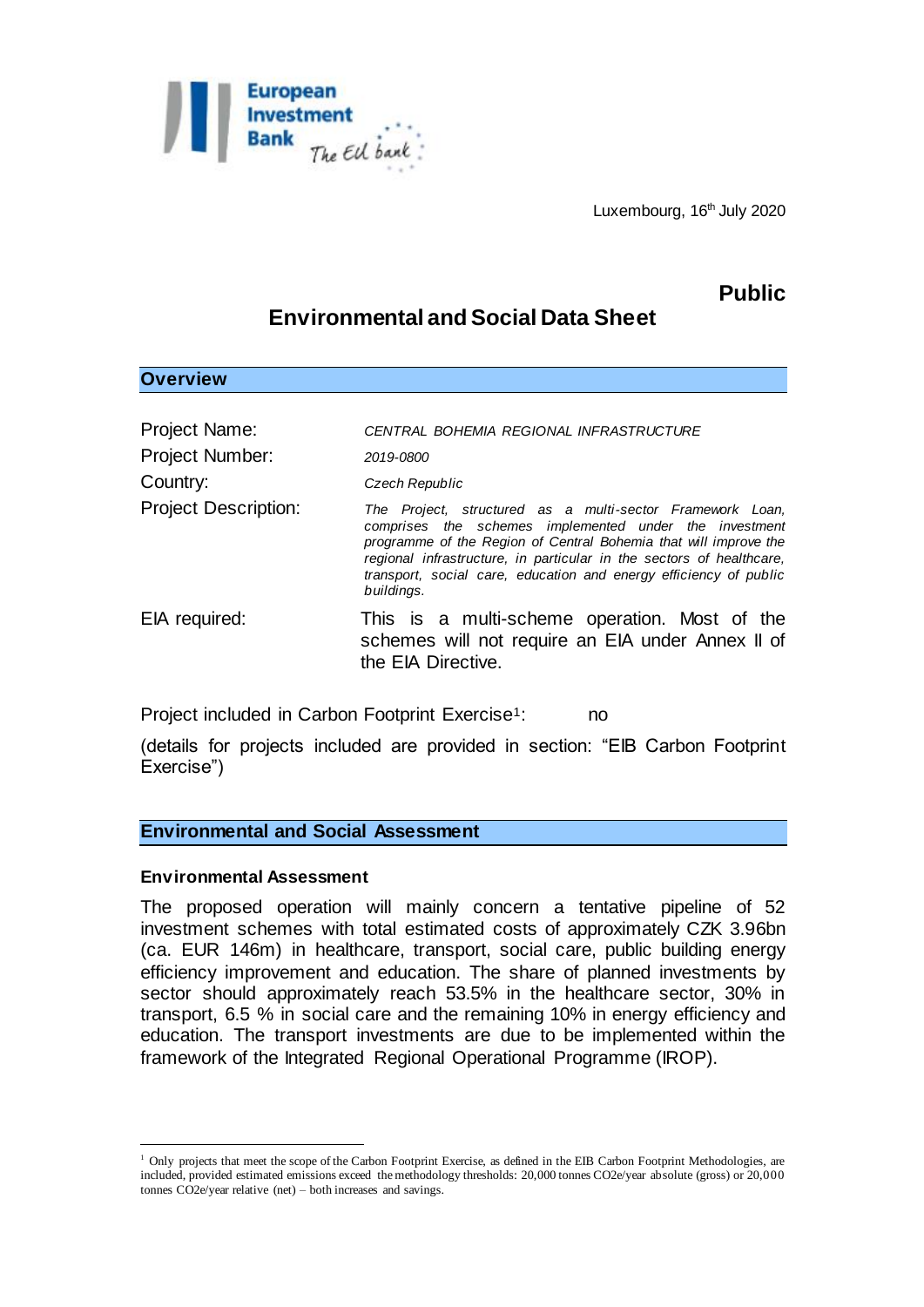Luxembourg, 16th July 2020

**Public**

# Environmental and Social Data Sheet

## Overview

| | |
|---|---|
| Project Name: | *CENTRAL BOHEMIA REGIONAL INFRASTRUCTURE* |
| Project Number: | *2019-0800* |
| Country: | *Czech Republic* |
| Project Description: | *The Project, structured as a multi-sector Framework Loan, comprises the schemes implemented under the investment programme of the Region of Central Bohemia that will improve the regional infrastructure, in particular in the sectors of healthcare, transport, social care, education and energy efficiency of public buildings.* |
| EIA required: | This is a multi-scheme operation. Most of the schemes will not require an EIA under Annex II of the EIA Directive. |

Project included in Carbon Footprint Exercise[1]: no

(details for projects included are provided in section: "EIB Carbon Footprint Exercise")

## Environmental and Social Assessment

### Environmental Assessment

The proposed operation will mainly concern a tentative pipeline of 52 investment schemes with total estimated costs of approximately CZK 3.96bn (ca. EUR 146m) in healthcare, transport, social care, public building energy efficiency improvement and education. The share of planned investments by sector should approximately reach 53.5% in the healthcare sector, 30% in transport, 6.5 % in social care and the remaining 10% in energy efficiency and education. The transport investments are due to be implemented within the framework of the Integrated Regional Operational Programme (IROP).

---

[1] Only projects that meet the scope of the Carbon Footprint Exercise, as defined in the EIB Carbon Footprint Methodologies, are included, provided estimated emissions exceed the methodology thresholds: 20,000 tonnes CO2e/year absolute (gross) or 20,000 tonnes CO2e/year relative (net) – both increases and savings.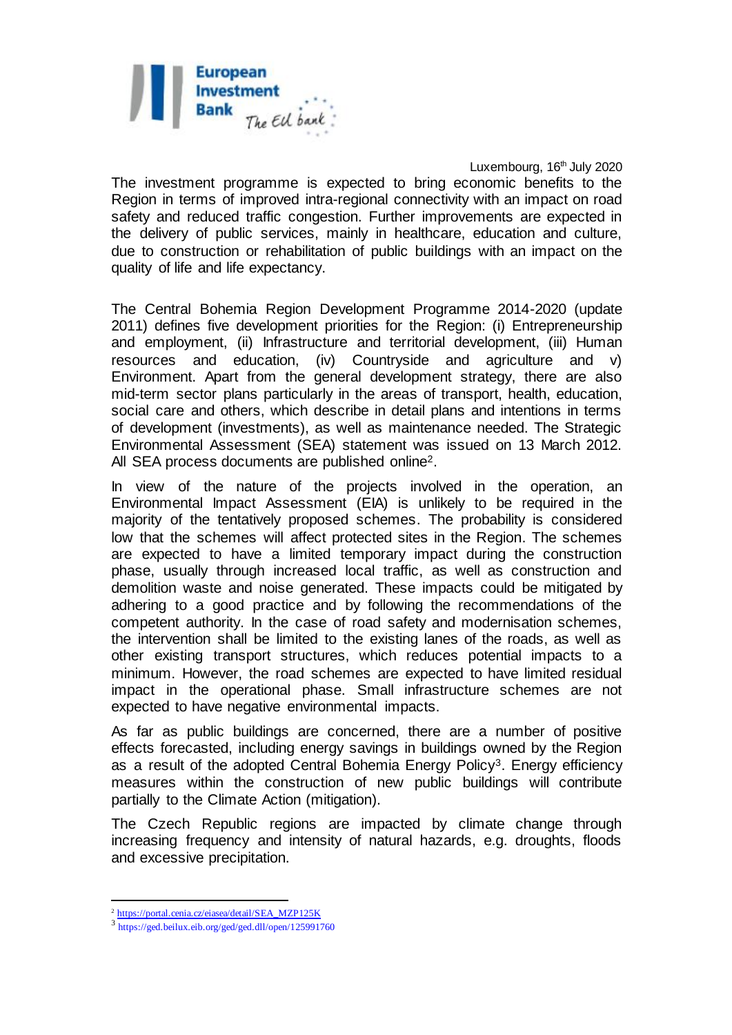Luxembourg, 16th July 2020

The investment programme is expected to bring economic benefits to the Region in terms of improved intra-regional connectivity with an impact on road safety and reduced traffic congestion. Further improvements are expected in the delivery of public services, mainly in healthcare, education and culture, due to construction or rehabilitation of public buildings with an impact on the quality of life and life expectancy.

The Central Bohemia Region Development Programme 2014-2020 (update 2011) defines five development priorities for the Region: (i) Entrepreneurship and employment, (ii) Infrastructure and territorial development, (iii) Human resources and education, (iv) Countryside and agriculture and v) Environment. Apart from the general development strategy, there are also mid-term sector plans particularly in the areas of transport, health, education, social care and others, which describe in detail plans and intentions in terms of development (investments), as well as maintenance needed. The Strategic Environmental Assessment (SEA) statement was issued on 13 March 2012. All SEA process documents are published online[2].

In view of the nature of the projects involved in the operation, an Environmental Impact Assessment (EIA) is unlikely to be required in the majority of the tentatively proposed schemes. The probability is considered low that the schemes will affect protected sites in the Region. The schemes are expected to have a limited temporary impact during the construction phase, usually through increased local traffic, as well as construction and demolition waste and noise generated. These impacts could be mitigated by adhering to a good practice and by following the recommendations of the competent authority. In the case of road safety and modernisation schemes, the intervention shall be limited to the existing lanes of the roads, as well as other existing transport structures, which reduces potential impacts to a minimum. However, the road schemes are expected to have limited residual impact in the operational phase. Small infrastructure schemes are not expected to have negative environmental impacts.

As far as public buildings are concerned, there are a number of positive effects forecasted, including energy savings in buildings owned by the Region as a result of the adopted Central Bohemia Energy Policy[3]. Energy efficiency measures within the construction of new public buildings will contribute partially to the Climate Action (mitigation).

The Czech Republic regions are impacted by climate change through increasing frequency and intensity of natural hazards, e.g. droughts, floods and excessive precipitation.

[2] https://portal.cenia.cz/eiasea/detail/SEA_MZP125K

[3] https://ged.beilux.eib.org/ged/ged.dll/open/125991760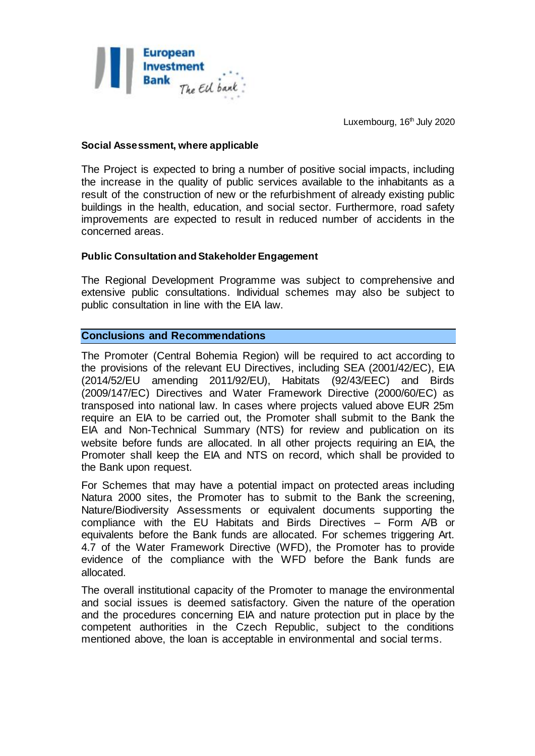Luxembourg, 16th July 2020

**Social Assessment, where applicable**

The Project is expected to bring a number of positive social impacts, including the increase in the quality of public services available to the inhabitants as a result of the construction of new or the refurbishment of already existing public buildings in the health, education, and social sector. Furthermore, road safety improvements are expected to result in reduced number of accidents in the concerned areas.

**Public Consultation and Stakeholder Engagement**

The Regional Development Programme was subject to comprehensive and extensive public consultations. Individual schemes may also be subject to public consultation in line with the EIA law.

## Conclusions and Recommendations

The Promoter (Central Bohemia Region) will be required to act according to the provisions of the relevant EU Directives, including SEA (2001/42/EC), EIA (2014/52/EU amending 2011/92/EU), Habitats (92/43/EEC) and Birds (2009/147/EC) Directives and Water Framework Directive (2000/60/EC) as transposed into national law. In cases where projects valued above EUR 25m require an EIA to be carried out, the Promoter shall submit to the Bank the EIA and Non-Technical Summary (NTS) for review and publication on its website before funds are allocated. In all other projects requiring an EIA, the Promoter shall keep the EIA and NTS on record, which shall be provided to the Bank upon request.

For Schemes that may have a potential impact on protected areas including Natura 2000 sites, the Promoter has to submit to the Bank the screening, Nature/Biodiversity Assessments or equivalent documents supporting the compliance with the EU Habitats and Birds Directives – Form A/B or equivalents before the Bank funds are allocated. For schemes triggering Art. 4.7 of the Water Framework Directive (WFD), the Promoter has to provide evidence of the compliance with the WFD before the Bank funds are allocated.

The overall institutional capacity of the Promoter to manage the environmental and social issues is deemed satisfactory. Given the nature of the operation and the procedures concerning EIA and nature protection put in place by the competent authorities in the Czech Republic, subject to the conditions mentioned above, the loan is acceptable in environmental and social terms.